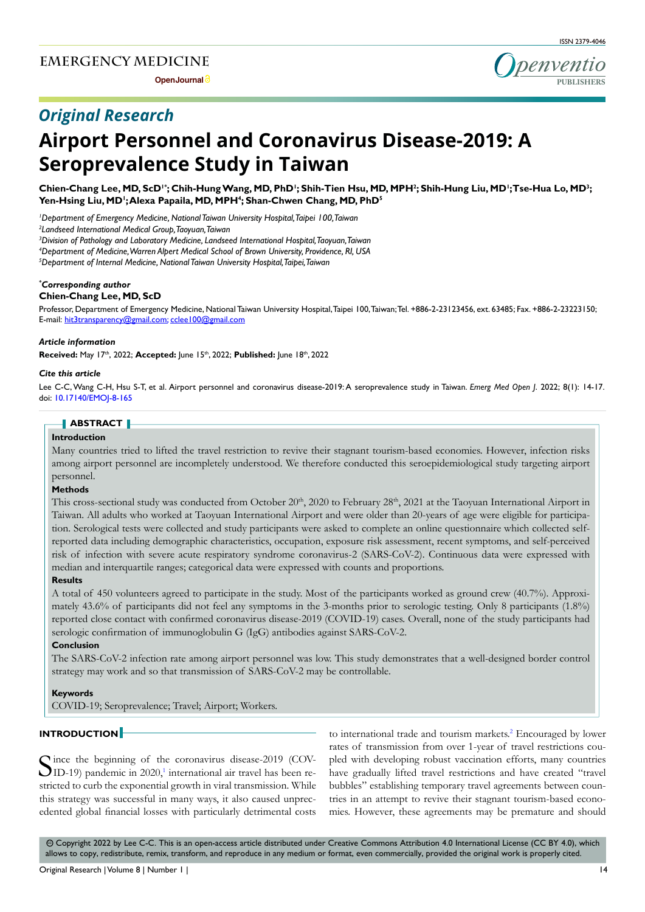## Original Research

# Airport Personnel and Coronavirus Disease-2019: A Seroprevalence Study in Taiwan

**Chien-Chang Lee, MD, ScD[1*]; Chih-Hung Wang, MD, PhD[1]; Shih-Tien Hsu, MD, MPH[2]; Shih-Hung Liu, MD[1]; Tse-Hua Lo, MD[3]; Yen-Hsing Liu, MD[1]; Alexa Papaila, MD, MPH[4]; Shan-Chwen Chang, MD, PhD[5]**

[1]*Department of Emergency Medicine, National Taiwan University Hospital, Taipei 100, Taiwan*
[2]*Landseed International Medical Group, Taoyuan, Taiwan*
[3]*Division of Pathology and Laboratory Medicine, Landseed International Hospital, Taoyuan, Taiwan*
[4]*Department of Medicine, Warren Alpert Medical School of Brown University, Providence, RI, USA*
[5]*Department of Internal Medicine, National Taiwan University Hospital, Taipei, Taiwan*

***Corresponding author**
**Chien-Chang Lee, MD, ScD**
Professor, Department of Emergency Medicine, National Taiwan University Hospital, Taipei 100, Taiwan; Tel. +886-2-23123456, ext. 63485; Fax. +886-2-23223150; E-mail: hit3transparency@gmail.com; cclee100@gmail.com

***Article information***
**Received:** May 17th, 2022; **Accepted:** June 15th, 2022; **Published:** June 18th, 2022

***Cite this article***
Lee C-C, Wang C-H, Hsu S-T, et al. Airport personnel and coronavirus disease-2019: A seroprevalence study in Taiwan. *Emerg Med Open J*. 2022; 8(1): 14-17. doi: 10.17140/EMOJ-8-165

## ABSTRACT

**Introduction**

Many countries tried to lifted the travel restriction to revive their stagnant tourism-based economies. However, infection risks among airport personnel are incompletely understood. We therefore conducted this seroepidemiological study targeting airport personnel.

**Methods**

This cross-sectional study was conducted from October 20th, 2020 to February 28th, 2021 at the Taoyuan International Airport in Taiwan. All adults who worked at Taoyuan International Airport and were older than 20-years of age were eligible for participation. Serological tests were collected and study participants were asked to complete an online questionnaire which collected self-reported data including demographic characteristics, occupation, exposure risk assessment, recent symptoms, and self-perceived risk of infection with severe acute respiratory syndrome coronavirus-2 (SARS-CoV-2). Continuous data were expressed with median and interquartile ranges; categorical data were expressed with counts and proportions.

**Results**

A total of 450 volunteers agreed to participate in the study. Most of the participants worked as ground crew (40.7%). Approximately 43.6% of participants did not feel any symptoms in the 3-months prior to serologic testing. Only 8 participants (1.8%) reported close contact with confirmed coronavirus disease-2019 (COVID-19) cases. Overall, none of the study participants had serologic confirmation of immunoglobulin G (IgG) antibodies against SARS-CoV-2.

**Conclusion**

The SARS-CoV-2 infection rate among airport personnel was low. This study demonstrates that a well-designed border control strategy may work and so that transmission of SARS-CoV-2 may be controllable.

**Keywords**

COVID-19; Seroprevalence; Travel; Airport; Workers.

## INTRODUCTION

Since the beginning of the coronavirus disease-2019 (COVID-19) pandemic in 2020,[1] international air travel has been restricted to curb the exponential growth in viral transmission. While this strategy was successful in many ways, it also caused unprecedented global financial losses with particularly detrimental costs to international trade and tourism markets.[2] Encouraged by lower rates of transmission from over 1-year of travel restrictions coupled with developing robust vaccination efforts, many countries have gradually lifted travel restrictions and have created "travel bubbles" establishing temporary travel agreements between countries in an attempt to revive their stagnant tourism-based economies. However, these agreements may be premature and should

© Copyright 2022 by Lee C-C. This is an open-access article distributed under Creative Commons Attribution 4.0 International License (CC BY 4.0), which allows to copy, redistribute, remix, transform, and reproduce in any medium or format, even commercially, provided the original work is properly cited.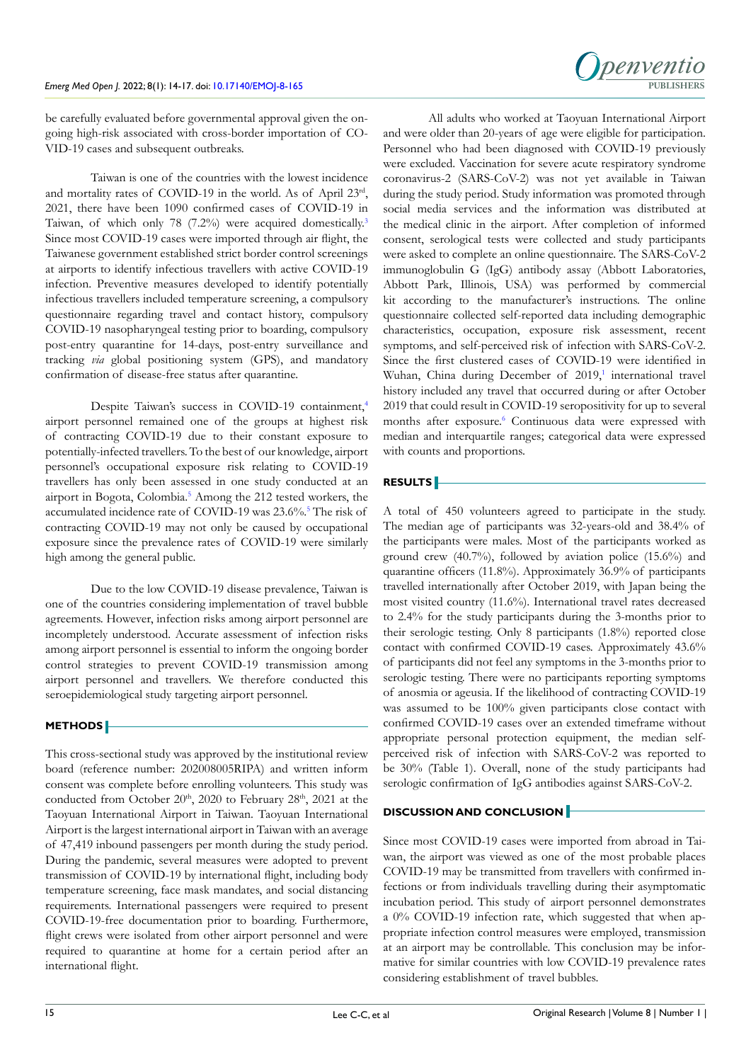be carefully evaluated before governmental approval given the ongoing high-risk associated with cross-border importation of COVID-19 cases and subsequent outbreaks.

Taiwan is one of the countries with the lowest incidence and mortality rates of COVID-19 in the world. As of April 23rd, 2021, there have been 1090 confirmed cases of COVID-19 in Taiwan, of which only 78 (7.2%) were acquired domestically.[3] Since most COVID-19 cases were imported through air flight, the Taiwanese government established strict border control screenings at airports to identify infectious travellers with active COVID-19 infection. Preventive measures developed to identify potentially infectious travellers included temperature screening, a compulsory questionnaire regarding travel and contact history, compulsory COVID-19 nasopharyngeal testing prior to boarding, compulsory post-entry quarantine for 14-days, post-entry surveillance and tracking *via* global positioning system (GPS), and mandatory confirmation of disease-free status after quarantine.

Despite Taiwan's success in COVID-19 containment,[4] airport personnel remained one of the groups at highest risk of contracting COVID-19 due to their constant exposure to potentially-infected travellers. To the best of our knowledge, airport personnel's occupational exposure risk relating to COVID-19 travellers has only been assessed in one study conducted at an airport in Bogota, Colombia.[5] Among the 212 tested workers, the accumulated incidence rate of COVID-19 was 23.6%.[5] The risk of contracting COVID-19 may not only be caused by occupational exposure since the prevalence rates of COVID-19 were similarly high among the general public.

Due to the low COVID-19 disease prevalence, Taiwan is one of the countries considering implementation of travel bubble agreements. However, infection risks among airport personnel are incompletely understood. Accurate assessment of infection risks among airport personnel is essential to inform the ongoing border control strategies to prevent COVID-19 transmission among airport personnel and travellers. We therefore conducted this seroepidemiological study targeting airport personnel.

## METHODS

This cross-sectional study was approved by the institutional review board (reference number: 202008005RIPA) and written inform consent was complete before enrolling volunteers. This study was conducted from October 20th, 2020 to February 28th, 2021 at the Taoyuan International Airport in Taiwan. Taoyuan International Airport is the largest international airport in Taiwan with an average of 47,419 inbound passengers per month during the study period. During the pandemic, several measures were adopted to prevent transmission of COVID-19 by international flight, including body temperature screening, face mask mandates, and social distancing requirements. International passengers were required to present COVID-19-free documentation prior to boarding. Furthermore, flight crews were isolated from other airport personnel and were required to quarantine at home for a certain period after an international flight.

All adults who worked at Taoyuan International Airport and were older than 20-years of age were eligible for participation. Personnel who had been diagnosed with COVID-19 previously were excluded. Vaccination for severe acute respiratory syndrome coronavirus-2 (SARS-CoV-2) was not yet available in Taiwan during the study period. Study information was promoted through social media services and the information was distributed at the medical clinic in the airport. After completion of informed consent, serological tests were collected and study participants were asked to complete an online questionnaire. The SARS-CoV-2 immunoglobulin G (IgG) antibody assay (Abbott Laboratories, Abbott Park, Illinois, USA) was performed by commercial kit according to the manufacturer's instructions. The online questionnaire collected self-reported data including demographic characteristics, occupation, exposure risk assessment, recent symptoms, and self-perceived risk of infection with SARS-CoV-2. Since the first clustered cases of COVID-19 were identified in Wuhan, China during December of 2019,[1] international travel history included any travel that occurred during or after October 2019 that could result in COVID-19 seropositivity for up to several months after exposure.[6] Continuous data were expressed with median and interquartile ranges; categorical data were expressed with counts and proportions.

## RESULTS

A total of 450 volunteers agreed to participate in the study. The median age of participants was 32-years-old and 38.4% of the participants were males. Most of the participants worked as ground crew (40.7%), followed by aviation police (15.6%) and quarantine officers (11.8%). Approximately 36.9% of participants travelled internationally after October 2019, with Japan being the most visited country (11.6%). International travel rates decreased to 2.4% for the study participants during the 3-months prior to their serologic testing. Only 8 participants (1.8%) reported close contact with confirmed COVID-19 cases. Approximately 43.6% of participants did not feel any symptoms in the 3-months prior to serologic testing. There were no participants reporting symptoms of anosmia or ageusia. If the likelihood of contracting COVID-19 was assumed to be 100% given participants close contact with confirmed COVID-19 cases over an extended timeframe without appropriate personal protection equipment, the median self-perceived risk of infection with SARS-CoV-2 was reported to be 30% (Table 1). Overall, none of the study participants had serologic confirmation of IgG antibodies against SARS-CoV-2.

## DISCUSSION AND CONCLUSION

Since most COVID-19 cases were imported from abroad in Taiwan, the airport was viewed as one of the most probable places COVID-19 may be transmitted from travellers with confirmed infections or from individuals travelling during their asymptomatic incubation period. This study of airport personnel demonstrates a 0% COVID-19 infection rate, which suggested that when appropriate infection control measures were employed, transmission at an airport may be controllable. This conclusion may be informative for similar countries with low COVID-19 prevalence rates considering establishment of travel bubbles.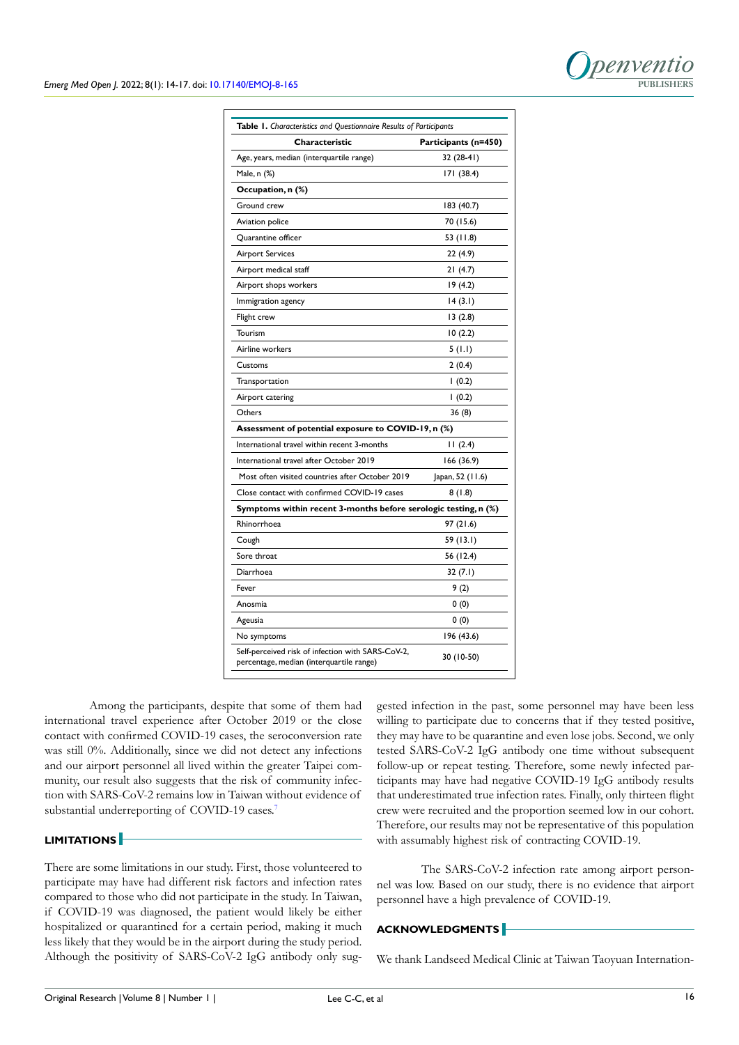**Table 1.** *Characteristics and Questionnaire Results of Participants*

| Characteristic | Participants (n=450) |
|---|---|
| Age, years, median (interquartile range) | 32 (28-41) |
| Male, n (%) | 171 (38.4) |
| **Occupation, n (%)** | |
| Ground crew | 183 (40.7) |
| Aviation police | 70 (15.6) |
| Quarantine officer | 53 (11.8) |
| Airport Services | 22 (4.9) |
| Airport medical staff | 21 (4.7) |
| Airport shops workers | 19 (4.2) |
| Immigration agency | 14 (3.1) |
| Flight crew | 13 (2.8) |
| Tourism | 10 (2.2) |
| Airline workers | 5 (1.1) |
| Customs | 2 (0.4) |
| Transportation | 1 (0.2) |
| Airport catering | 1 (0.2) |
| Others | 36 (8) |
| **Assessment of potential exposure to COVID-19, n (%)** | |
| International travel within recent 3-months | 11 (2.4) |
| International travel after October 2019 | 166 (36.9) |
| Most often visited countries after October 2019 | Japan, 52 (11.6) |
| Close contact with confirmed COVID-19 cases | 8 (1.8) |
| **Symptoms within recent 3-months before serologic testing, n (%)** | |
| Rhinorrhoea | 97 (21.6) |
| Cough | 59 (13.1) |
| Sore throat | 56 (12.4) |
| Diarrhoea | 32 (7.1) |
| Fever | 9 (2) |
| Anosmia | 0 (0) |
| Ageusia | 0 (0) |
| No symptoms | 196 (43.6) |
| Self-perceived risk of infection with SARS-CoV-2, percentage, median (interquartile range) | 30 (10-50) |

Among the participants, despite that some of them had international travel experience after October 2019 or the close contact with confirmed COVID-19 cases, the seroconversion rate was still 0%. Additionally, since we did not detect any infections and our airport personnel all lived within the greater Taipei community, our result also suggests that the risk of community infection with SARS-CoV-2 remains low in Taiwan without evidence of substantial underreporting of COVID-19 cases.[7]

## LIMITATIONS

There are some limitations in our study. First, those volunteered to participate may have had different risk factors and infection rates compared to those who did not participate in the study. In Taiwan, if COVID-19 was diagnosed, the patient would likely be either hospitalized or quarantined for a certain period, making it much less likely that they would be in the airport during the study period. Although the positivity of SARS-CoV-2 IgG antibody only suggested infection in the past, some personnel may have been less willing to participate due to concerns that if they tested positive, they may have to be quarantine and even lose jobs. Second, we only tested SARS-CoV-2 IgG antibody one time without subsequent follow-up or repeat testing. Therefore, some newly infected participants may have had negative COVID-19 IgG antibody results that underestimated true infection rates. Finally, only thirteen flight crew were recruited and the proportion seemed low in our cohort. Therefore, our results may not be representative of this population with assumably highest risk of contracting COVID-19.

The SARS-CoV-2 infection rate among airport personnel was low. Based on our study, there is no evidence that airport personnel have a high prevalence of COVID-19.

## ACKNOWLEDGMENTS

We thank Landseed Medical Clinic at Taiwan Taoyuan Internation-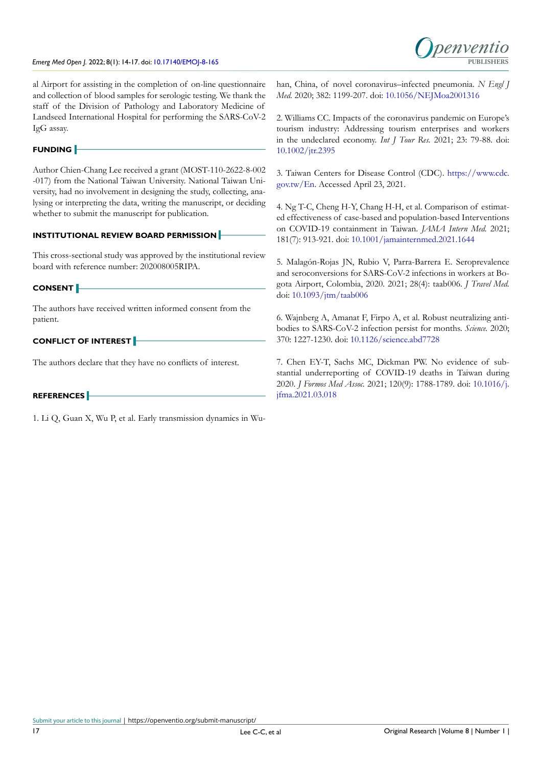al Airport for assisting in the completion of on-line questionnaire and collection of blood samples for serologic testing. We thank the staff of the Division of Pathology and Laboratory Medicine of Landseed International Hospital for performing the SARS-CoV-2 IgG assay.

## FUNDING

Author Chien-Chang Lee received a grant (MOST-110-2622-8-002-017) from the National Taiwan University. National Taiwan University, had no involvement in designing the study, collecting, analysing or interpreting the data, writing the manuscript, or deciding whether to submit the manuscript for publication.

## INSTITUTIONAL REVIEW BOARD PERMISSION

This cross-sectional study was approved by the institutional review board with reference number: 202008005RIPA.

## CONSENT

The authors have received written informed consent from the patient.

## CONFLICT OF INTEREST

The authors declare that they have no conflicts of interest.

## REFERENCES

1. Li Q, Guan X, Wu P, et al. Early transmission dynamics in Wuhan, China, of novel coronavirus–infected pneumonia. *N Engl J Med.* 2020; 382: 1199-207. doi: 10.1056/NEJMoa2001316

2. Williams CC. Impacts of the coronavirus pandemic on Europe's tourism industry: Addressing tourism enterprises and workers in the undeclared economy. *Int J Tour Res.* 2021; 23: 79-88. doi: 10.1002/jtr.2395

3. Taiwan Centers for Disease Control (CDC). https://www.cdc.gov.tw/En. Accessed April 23, 2021.

4. Ng T-C, Cheng H-Y, Chang H-H, et al. Comparison of estimated effectiveness of case-based and population-based Interventions on COVID-19 containment in Taiwan. *JAMA Intern Med.* 2021; 181(7): 913-921. doi: 10.1001/jamainternmed.2021.1644

5. Malagón-Rojas JN, Rubio V, Parra-Barrera E. Seroprevalence and seroconversions for SARS-CoV-2 infections in workers at Bogota Airport, Colombia, 2020. 2021; 28(4): taab006. *J Travel Med.* doi: 10.1093/jtm/taab006

6. Wajnberg A, Amanat F, Firpo A, et al. Robust neutralizing antibodies to SARS-CoV-2 infection persist for months. *Science.* 2020; 370: 1227-1230. doi: 10.1126/science.abd7728

7. Chen EY-T, Sachs MC, Dickman PW. No evidence of substantial underreporting of COVID-19 deaths in Taiwan during 2020. *J Formos Med Assoc.* 2021; 120(9): 1788-1789. doi: 10.1016/j.jfma.2021.03.018